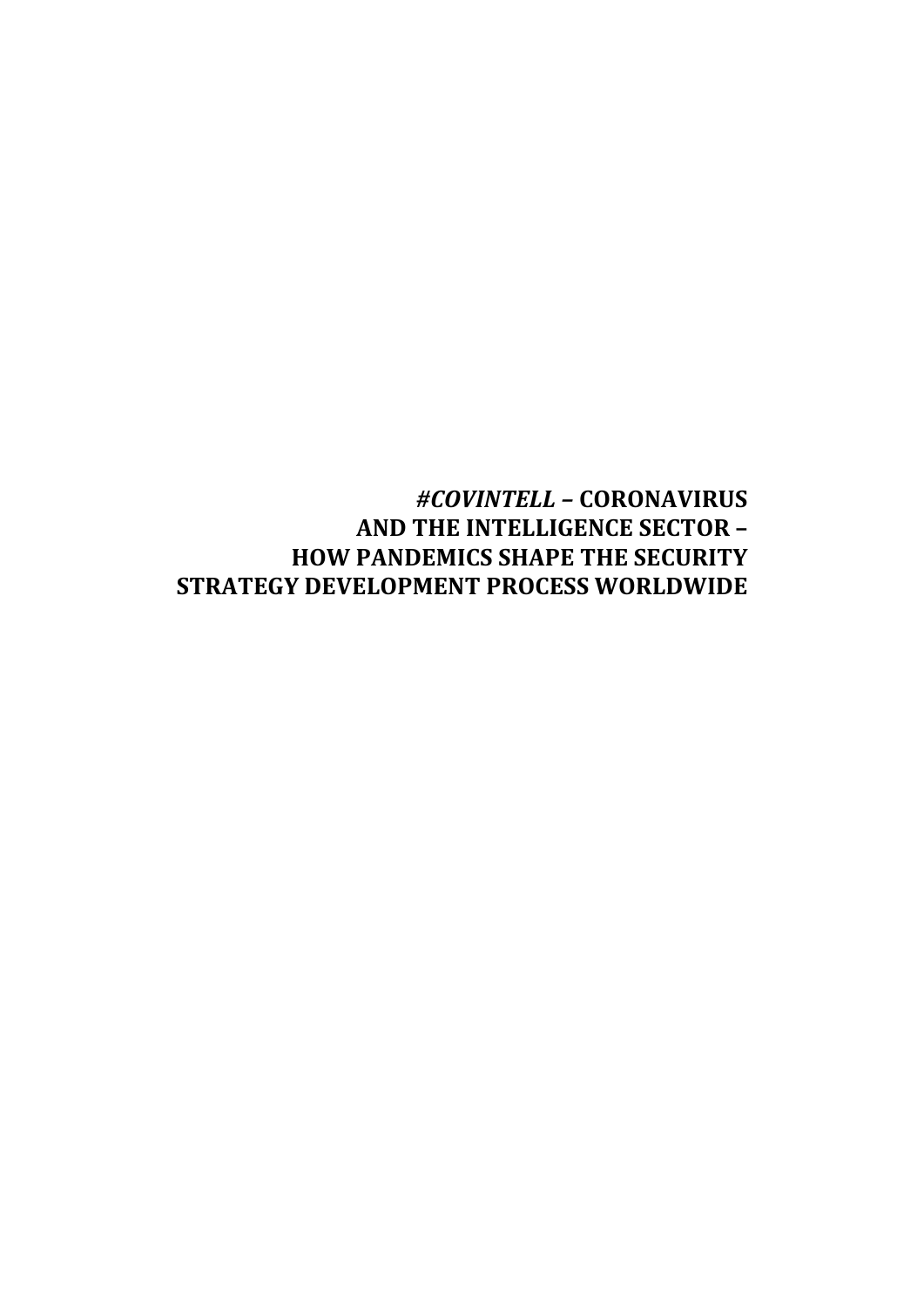# ***#COVINTELL* – CORONAVIRUS AND THE INTELLIGENCE SECTOR – HOW PANDEMICS SHAPE THE SECURITY STRATEGY DEVELOPMENT PROCESS WORLDWIDE**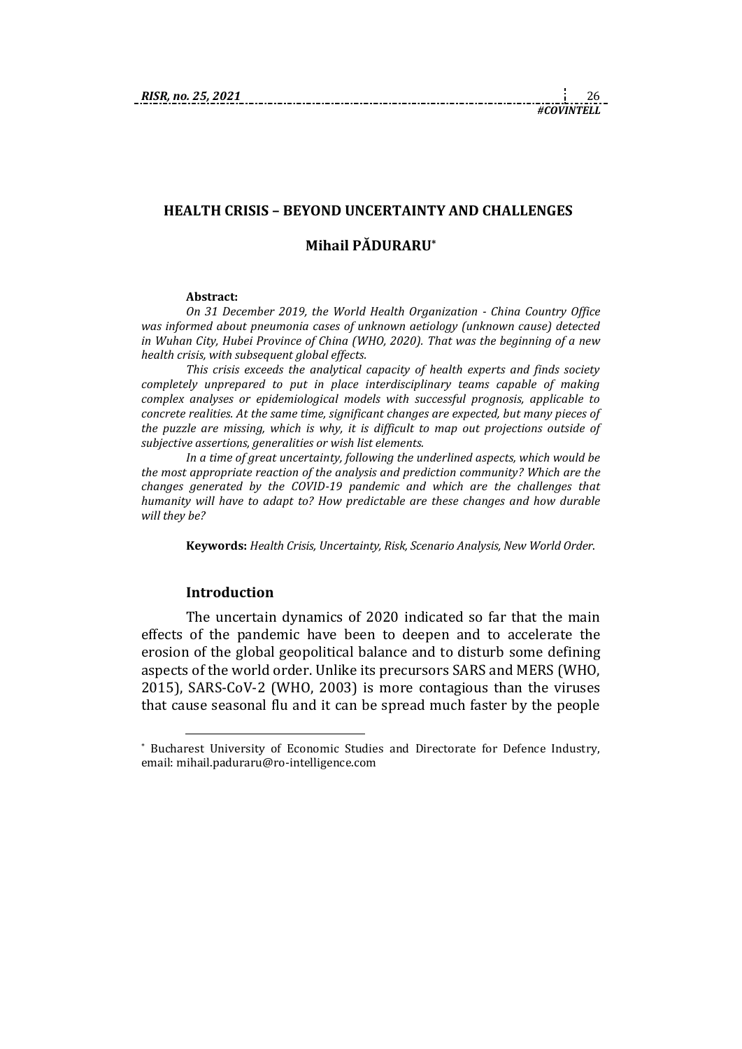## HEALTH CRISIS – BEYOND UNCERTAINTY AND CHALLENGES

### Mihail PĂDURARU*

**Abstract:**

*On 31 December 2019, the World Health Organization - China Country Office was informed about pneumonia cases of unknown aetiology (unknown cause) detected in Wuhan City, Hubei Province of China (WHO, 2020). That was the beginning of a new health crisis, with subsequent global effects.*

*This crisis exceeds the analytical capacity of health experts and finds society completely unprepared to put in place interdisciplinary teams capable of making complex analyses or epidemiological models with successful prognosis, applicable to concrete realities. At the same time, significant changes are expected, but many pieces of the puzzle are missing, which is why, it is difficult to map out projections outside of subjective assertions, generalities or wish list elements.*

*In a time of great uncertainty, following the underlined aspects, which would be the most appropriate reaction of the analysis and prediction community? Which are the changes generated by the COVID-19 pandemic and which are the challenges that humanity will have to adapt to? How predictable are these changes and how durable will they be?*

**Keywords:** *Health Crisis, Uncertainty, Risk, Scenario Analysis, New World Order.*

## Introduction

The uncertain dynamics of 2020 indicated so far that the main effects of the pandemic have been to deepen and to accelerate the erosion of the global geopolitical balance and to disturb some defining aspects of the world order. Unlike its precursors SARS and MERS (WHO, 2015), SARS-CoV-2 (WHO, 2003) is more contagious than the viruses that cause seasonal flu and it can be spread much faster by the people

---

* Bucharest University of Economic Studies and Directorate for Defence Industry, email: mihail.paduraru@ro-intelligence.com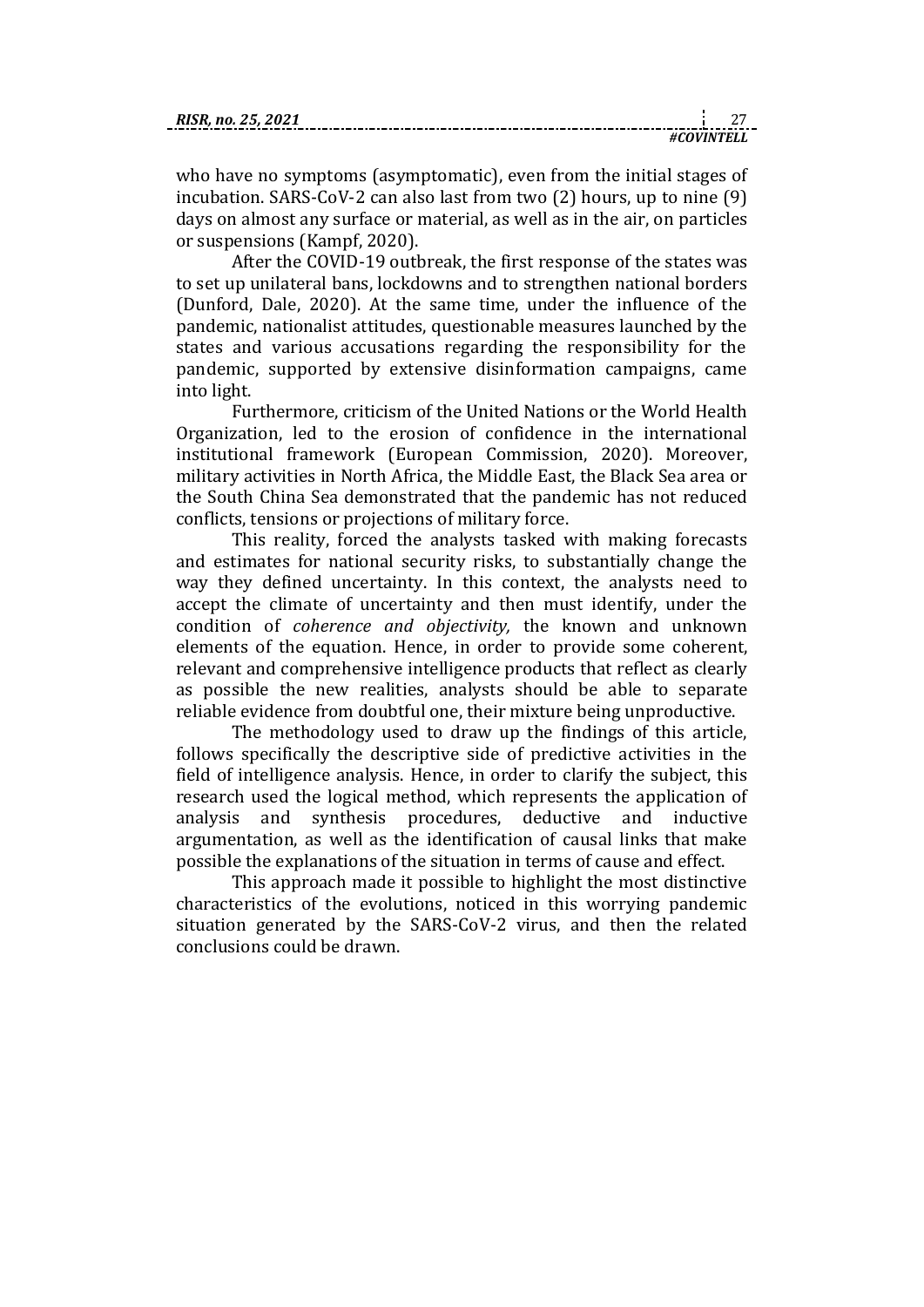who have no symptoms (asymptomatic), even from the initial stages of incubation. SARS-CoV-2 can also last from two (2) hours, up to nine (9) days on almost any surface or material, as well as in the air, on particles or suspensions (Kampf, 2020).

After the COVID-19 outbreak, the first response of the states was to set up unilateral bans, lockdowns and to strengthen national borders (Dunford, Dale, 2020). At the same time, under the influence of the pandemic, nationalist attitudes, questionable measures launched by the states and various accusations regarding the responsibility for the pandemic, supported by extensive disinformation campaigns, came into light.

Furthermore, criticism of the United Nations or the World Health Organization, led to the erosion of confidence in the international institutional framework (European Commission, 2020). Moreover, military activities in North Africa, the Middle East, the Black Sea area or the South China Sea demonstrated that the pandemic has not reduced conflicts, tensions or projections of military force.

This reality, forced the analysts tasked with making forecasts and estimates for national security risks, to substantially change the way they defined uncertainty. In this context, the analysts need to accept the climate of uncertainty and then must identify, under the condition of *coherence and objectivity,* the known and unknown elements of the equation. Hence, in order to provide some coherent, relevant and comprehensive intelligence products that reflect as clearly as possible the new realities, analysts should be able to separate reliable evidence from doubtful one, their mixture being unproductive.

The methodology used to draw up the findings of this article, follows specifically the descriptive side of predictive activities in the field of intelligence analysis. Hence, in order to clarify the subject, this research used the logical method, which represents the application of analysis and synthesis procedures, deductive and inductive argumentation, as well as the identification of causal links that make possible the explanations of the situation in terms of cause and effect.

This approach made it possible to highlight the most distinctive characteristics of the evolutions, noticed in this worrying pandemic situation generated by the SARS-CoV-2 virus, and then the related conclusions could be drawn.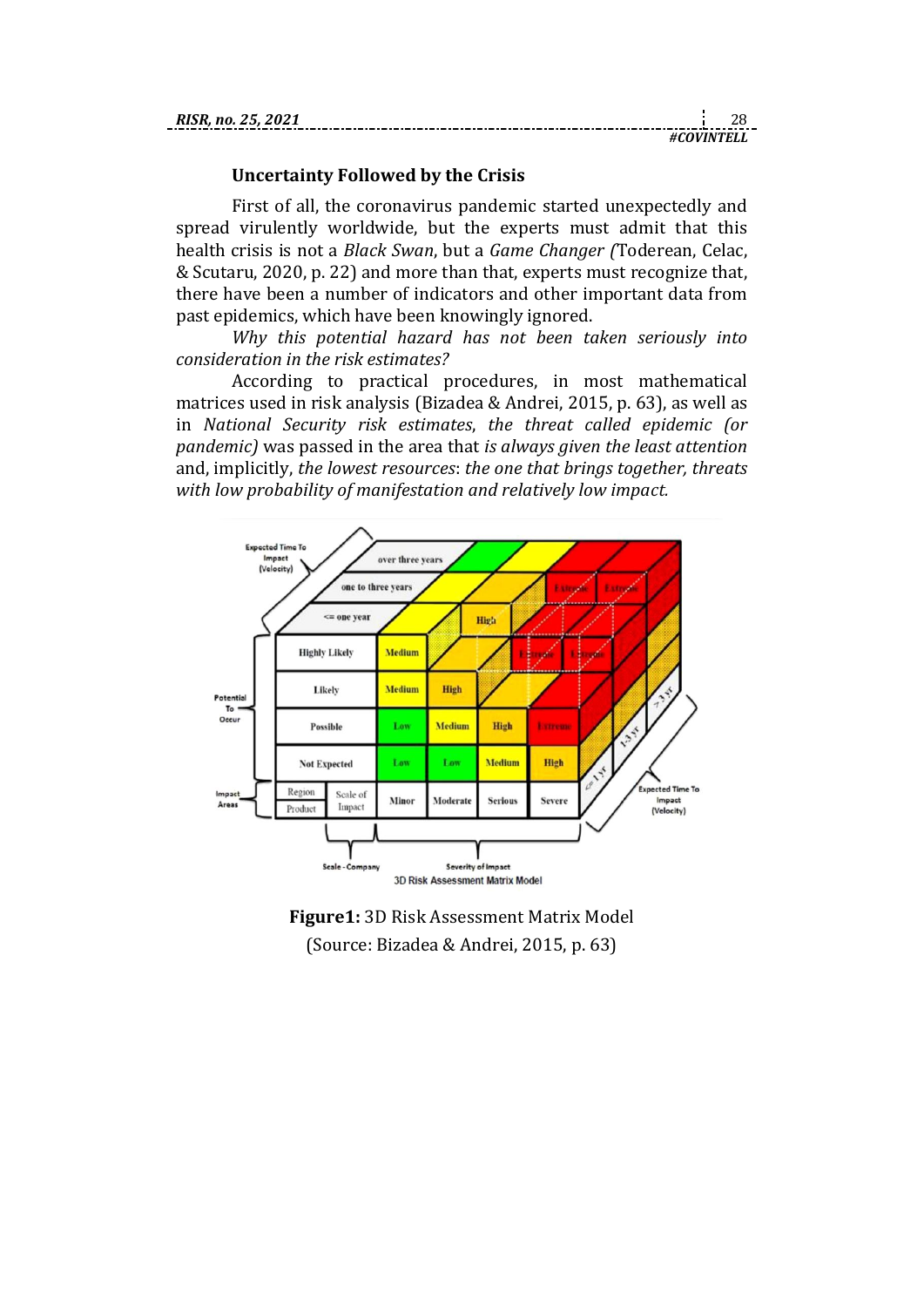### Uncertainty Followed by the Crisis

First of all, the coronavirus pandemic started unexpectedly and spread virulently worldwide, but the experts must admit that this health crisis is not a *Black Swan*, but a *Game Changer (*Toderean, Celac, & Scutaru, 2020, p. 22) and more than that, experts must recognize that, there have been a number of indicators and other important data from past epidemics, which have been knowingly ignored.

*Why this potential hazard has not been taken seriously into consideration in the risk estimates?*

According to practical procedures, in most mathematical matrices used in risk analysis (Bizadea & Andrei, 2015, p. 63), as well as in *National Security risk estimates*, *the threat called epidemic (or pandemic)* was passed in the area that *is always given the least attention* and, implicitly, *the lowest resources*: *the one that brings together, threats with low probability of manifestation and relatively low impact.*

**Figure1:** 3D Risk Assessment Matrix Model
(Source: Bizadea & Andrei, 2015, p. 63)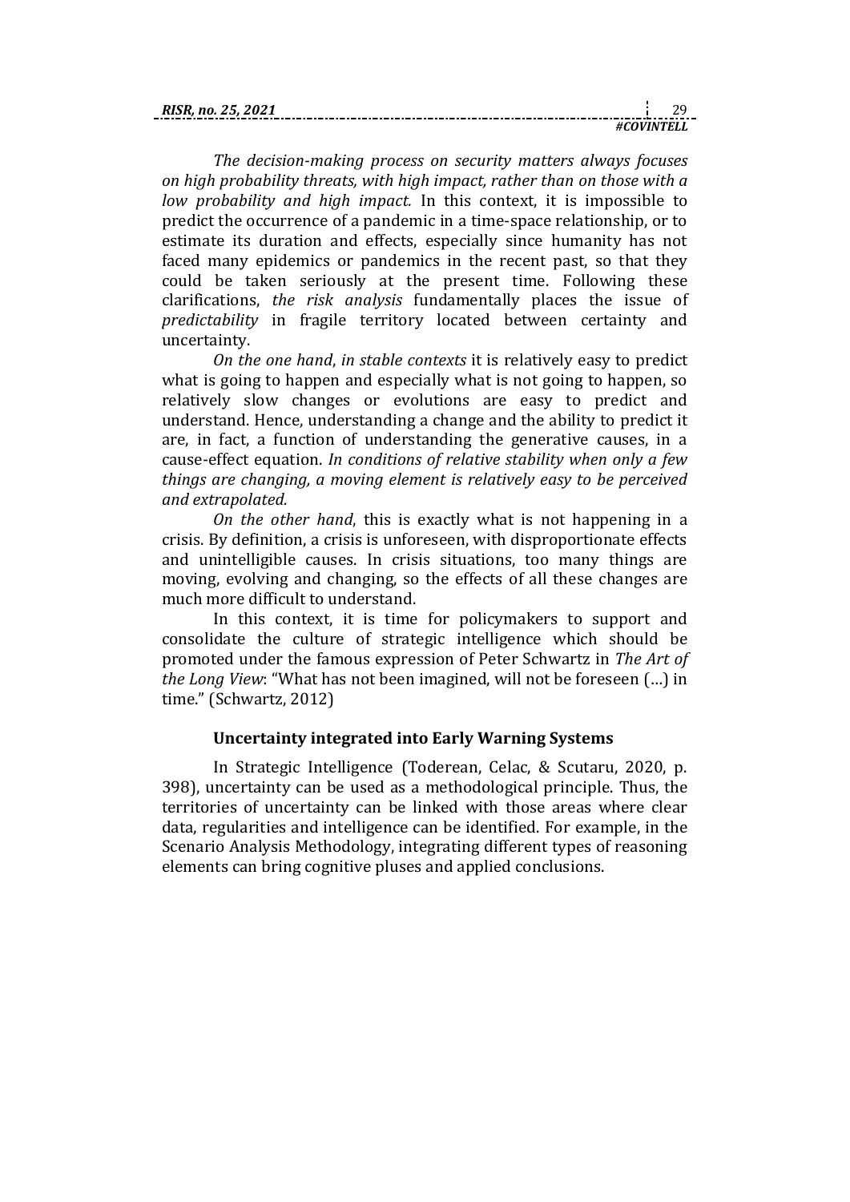*The decision-making process on security matters always focuses on high probability threats, with high impact, rather than on those with a low probability and high impact.* In this context, it is impossible to predict the occurrence of a pandemic in a time-space relationship, or to estimate its duration and effects, especially since humanity has not faced many epidemics or pandemics in the recent past, so that they could be taken seriously at the present time. Following these clarifications, *the risk analysis* fundamentally places the issue of *predictability* in fragile territory located between certainty and uncertainty.

*On the one hand*, *in stable contexts* it is relatively easy to predict what is going to happen and especially what is not going to happen, so relatively slow changes or evolutions are easy to predict and understand. Hence, understanding a change and the ability to predict it are, in fact, a function of understanding the generative causes, in a cause-effect equation. *In conditions of relative stability when only a few things are changing, a moving element is relatively easy to be perceived and extrapolated.*

*On the other hand*, this is exactly what is not happening in a crisis. By definition, a crisis is unforeseen, with disproportionate effects and unintelligible causes. In crisis situations, too many things are moving, evolving and changing, so the effects of all these changes are much more difficult to understand.

In this context, it is time for policymakers to support and consolidate the culture of strategic intelligence which should be promoted under the famous expression of Peter Schwartz in *The Art of the Long View*: "What has not been imagined, will not be foreseen (…) in time." (Schwartz, 2012)

### Uncertainty integrated into Early Warning Systems

In Strategic Intelligence (Toderean, Celac, & Scutaru, 2020, p. 398), uncertainty can be used as a methodological principle. Thus, the territories of uncertainty can be linked with those areas where clear data, regularities and intelligence can be identified. For example, in the Scenario Analysis Methodology, integrating different types of reasoning elements can bring cognitive pluses and applied conclusions.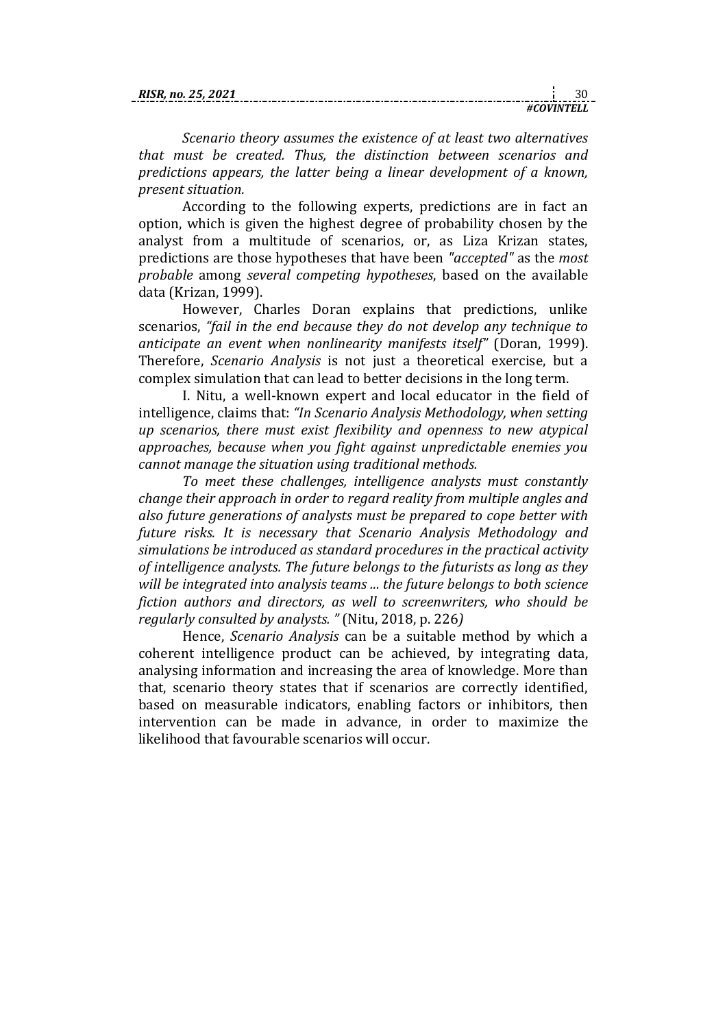*Scenario theory assumes the existence of at least two alternatives that must be created. Thus, the distinction between scenarios and predictions appears, the latter being a linear development of a known, present situation.*

According to the following experts, predictions are in fact an option, which is given the highest degree of probability chosen by the analyst from a multitude of scenarios, or, as Liza Krizan states, predictions are those hypotheses that have been *"accepted"* as the *most probable* among *several competing hypotheses*, based on the available data (Krizan, 1999).

However, Charles Doran explains that predictions, unlike scenarios, *"fail in the end because they do not develop any technique to anticipate an event when nonlinearity manifests itself"* (Doran, 1999). Therefore, *Scenario Analysis* is not just a theoretical exercise, but a complex simulation that can lead to better decisions in the long term.

I. Nitu, a well-known expert and local educator in the field of intelligence, claims that: *"In Scenario Analysis Methodology, when setting up scenarios, there must exist flexibility and openness to new atypical approaches, because when you fight against unpredictable enemies you cannot manage the situation using traditional methods.*

*To meet these challenges, intelligence analysts must constantly change their approach in order to regard reality from multiple angles and also future generations of analysts must be prepared to cope better with future risks. It is necessary that Scenario Analysis Methodology and simulations be introduced as standard procedures in the practical activity of intelligence analysts. The future belongs to the futurists as long as they will be integrated into analysis teams ... the future belongs to both science fiction authors and directors, as well to screenwriters, who should be regularly consulted by analysts. "* (Nitu, 2018, p. 226*)*

Hence, *Scenario Analysis* can be a suitable method by which a coherent intelligence product can be achieved, by integrating data, analysing information and increasing the area of knowledge. More than that, scenario theory states that if scenarios are correctly identified, based on measurable indicators, enabling factors or inhibitors, then intervention can be made in advance, in order to maximize the likelihood that favourable scenarios will occur.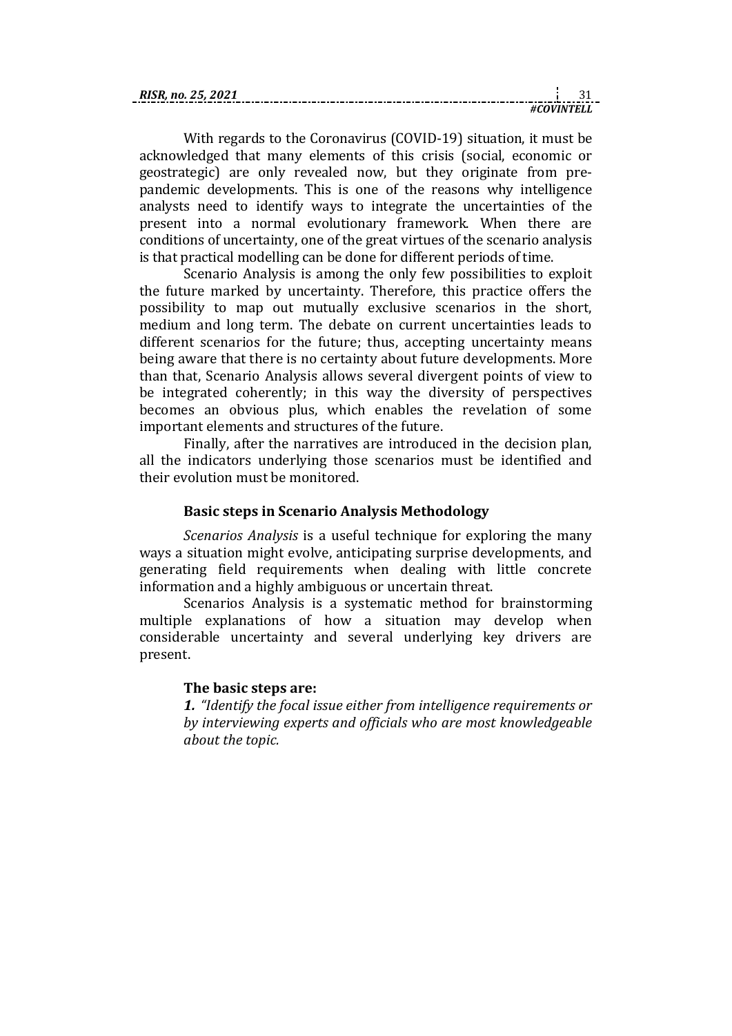With regards to the Coronavirus (COVID-19) situation, it must be acknowledged that many elements of this crisis (social, economic or geostrategic) are only revealed now, but they originate from pre-pandemic developments. This is one of the reasons why intelligence analysts need to identify ways to integrate the uncertainties of the present into a normal evolutionary framework. When there are conditions of uncertainty, one of the great virtues of the scenario analysis is that practical modelling can be done for different periods of time.

Scenario Analysis is among the only few possibilities to exploit the future marked by uncertainty. Therefore, this practice offers the possibility to map out mutually exclusive scenarios in the short, medium and long term. The debate on current uncertainties leads to different scenarios for the future; thus, accepting uncertainty means being aware that there is no certainty about future developments. More than that, Scenario Analysis allows several divergent points of view to be integrated coherently; in this way the diversity of perspectives becomes an obvious plus, which enables the revelation of some important elements and structures of the future.

Finally, after the narratives are introduced in the decision plan, all the indicators underlying those scenarios must be identified and their evolution must be monitored.

### Basic steps in Scenario Analysis Methodology

*Scenarios Analysis* is a useful technique for exploring the many ways a situation might evolve, anticipating surprise developments, and generating field requirements when dealing with little concrete information and a highly ambiguous or uncertain threat.

Scenarios Analysis is a systematic method for brainstorming multiple explanations of how a situation may develop when considerable uncertainty and several underlying key drivers are present.

**The basic steps are:**

***1.*** *"Identify the focal issue either from intelligence requirements or by interviewing experts and officials who are most knowledgeable about the topic.*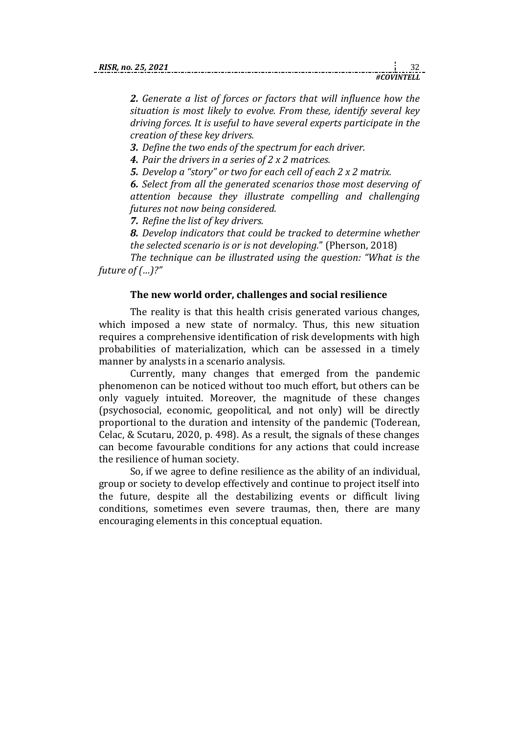*2. Generate a list of forces or factors that will influence how the situation is most likely to evolve. From these, identify several key driving forces. It is useful to have several experts participate in the creation of these key drivers.*

*3. Define the two ends of the spectrum for each driver.*

*4. Pair the drivers in a series of 2 x 2 matrices.*

*5. Develop a "story" or two for each cell of each 2 x 2 matrix.*

*6. Select from all the generated scenarios those most deserving of attention because they illustrate compelling and challenging futures not now being considered.*

*7. Refine the list of key drivers.*

*8. Develop indicators that could be tracked to determine whether the selected scenario is or is not developing.*" (Pherson, 2018)

*The technique can be illustrated using the question: "What is the future of (…)?"*

### The new world order, challenges and social resilience

The reality is that this health crisis generated various changes, which imposed a new state of normalcy. Thus, this new situation requires a comprehensive identification of risk developments with high probabilities of materialization, which can be assessed in a timely manner by analysts in a scenario analysis.

Currently, many changes that emerged from the pandemic phenomenon can be noticed without too much effort, but others can be only vaguely intuited. Moreover, the magnitude of these changes (psychosocial, economic, geopolitical, and not only) will be directly proportional to the duration and intensity of the pandemic (Toderean, Celac, & Scutaru, 2020, p. 498). As a result, the signals of these changes can become favourable conditions for any actions that could increase the resilience of human society.

So, if we agree to define resilience as the ability of an individual, group or society to develop effectively and continue to project itself into the future, despite all the destabilizing events or difficult living conditions, sometimes even severe traumas, then, there are many encouraging elements in this conceptual equation.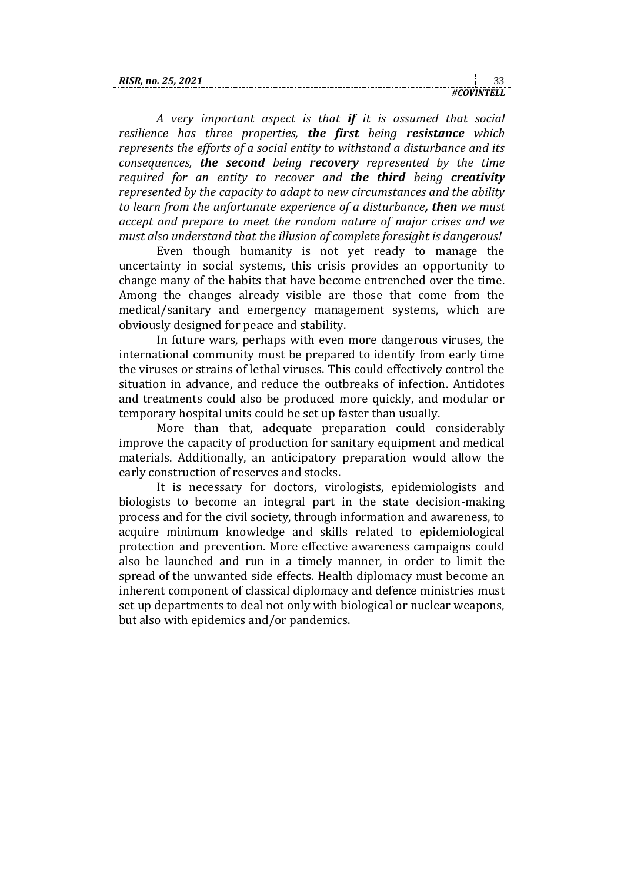*A very important aspect is that **if** it is assumed that social resilience has three properties, **the first** being **resistance** which represents the efforts of a social entity to withstand a disturbance and its consequences, **the second** being **recovery** represented by the time required for an entity to recover and **the third** being **creativity** represented by the capacity to adapt to new circumstances and the ability to learn from the unfortunate experience of a disturbance**, then** we must accept and prepare to meet the random nature of major crises and we must also understand that the illusion of complete foresight is dangerous!*

Even though humanity is not yet ready to manage the uncertainty in social systems, this crisis provides an opportunity to change many of the habits that have become entrenched over the time. Among the changes already visible are those that come from the medical/sanitary and emergency management systems, which are obviously designed for peace and stability.

In future wars, perhaps with even more dangerous viruses, the international community must be prepared to identify from early time the viruses or strains of lethal viruses. This could effectively control the situation in advance, and reduce the outbreaks of infection. Antidotes and treatments could also be produced more quickly, and modular or temporary hospital units could be set up faster than usually.

More than that, adequate preparation could considerably improve the capacity of production for sanitary equipment and medical materials. Additionally, an anticipatory preparation would allow the early construction of reserves and stocks.

It is necessary for doctors, virologists, epidemiologists and biologists to become an integral part in the state decision-making process and for the civil society, through information and awareness, to acquire minimum knowledge and skills related to epidemiological protection and prevention. More effective awareness campaigns could also be launched and run in a timely manner, in order to limit the spread of the unwanted side effects. Health diplomacy must become an inherent component of classical diplomacy and defence ministries must set up departments to deal not only with biological or nuclear weapons, but also with epidemics and/or pandemics.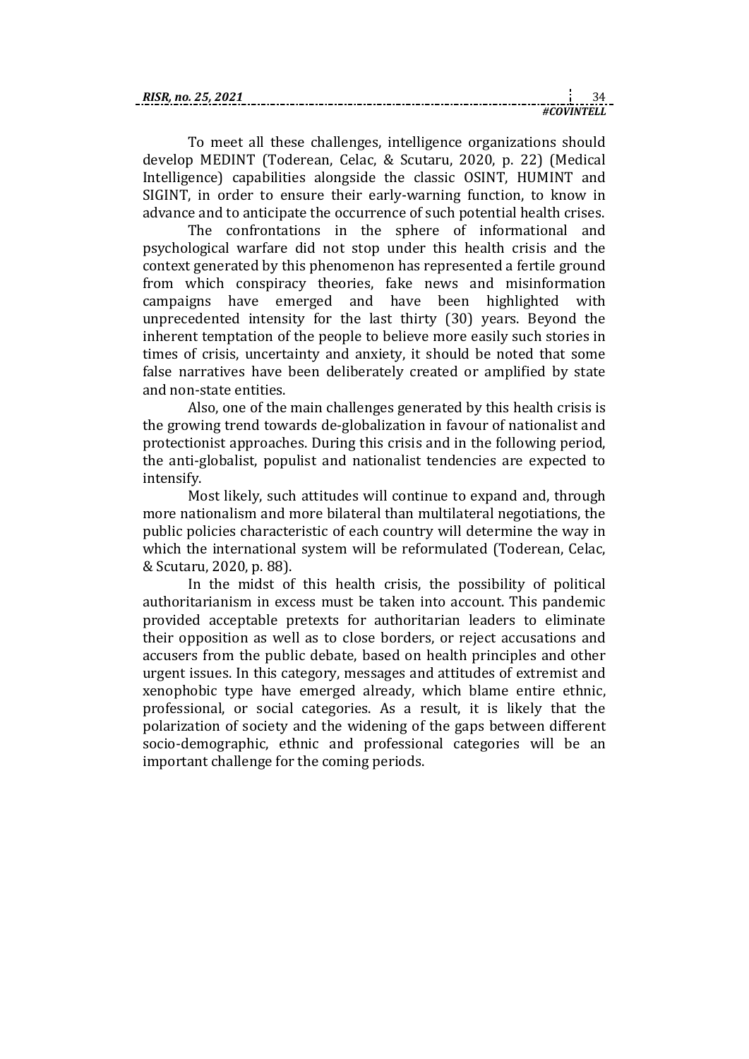To meet all these challenges, intelligence organizations should develop MEDINT (Toderean, Celac, & Scutaru, 2020, p. 22) (Medical Intelligence) capabilities alongside the classic OSINT, HUMINT and SIGINT, in order to ensure their early-warning function, to know in advance and to anticipate the occurrence of such potential health crises.

The confrontations in the sphere of informational and psychological warfare did not stop under this health crisis and the context generated by this phenomenon has represented a fertile ground from which conspiracy theories, fake news and misinformation campaigns have emerged and have been highlighted with unprecedented intensity for the last thirty (30) years. Beyond the inherent temptation of the people to believe more easily such stories in times of crisis, uncertainty and anxiety, it should be noted that some false narratives have been deliberately created or amplified by state and non-state entities.

Also, one of the main challenges generated by this health crisis is the growing trend towards de-globalization in favour of nationalist and protectionist approaches. During this crisis and in the following period, the anti-globalist, populist and nationalist tendencies are expected to intensify.

Most likely, such attitudes will continue to expand and, through more nationalism and more bilateral than multilateral negotiations, the public policies characteristic of each country will determine the way in which the international system will be reformulated (Toderean, Celac, & Scutaru, 2020, p. 88).

In the midst of this health crisis, the possibility of political authoritarianism in excess must be taken into account. This pandemic provided acceptable pretexts for authoritarian leaders to eliminate their opposition as well as to close borders, or reject accusations and accusers from the public debate, based on health principles and other urgent issues. In this category, messages and attitudes of extremist and xenophobic type have emerged already, which blame entire ethnic, professional, or social categories. As a result, it is likely that the polarization of society and the widening of the gaps between different socio-demographic, ethnic and professional categories will be an important challenge for the coming periods.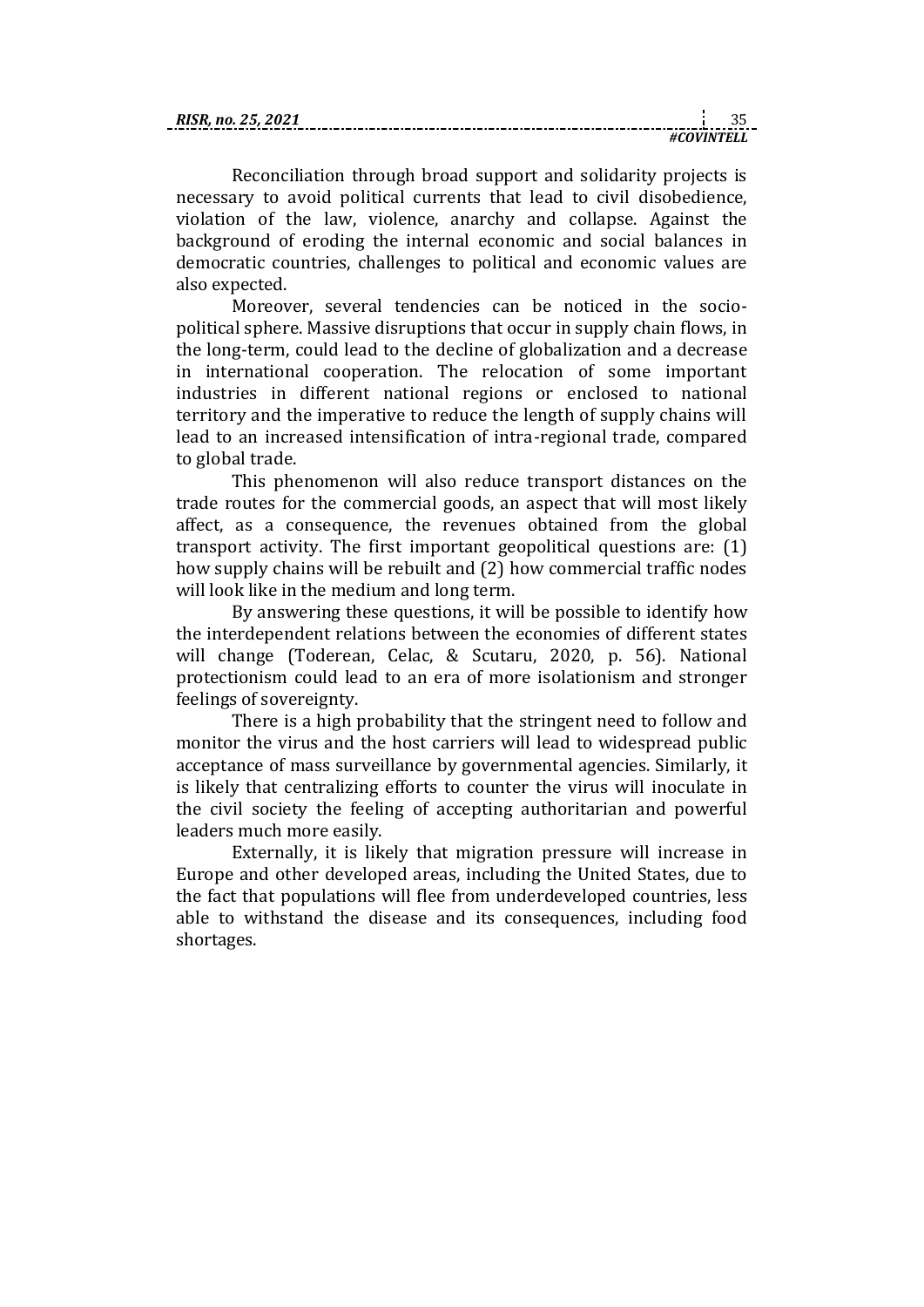Reconciliation through broad support and solidarity projects is necessary to avoid political currents that lead to civil disobedience, violation of the law, violence, anarchy and collapse. Against the background of eroding the internal economic and social balances in democratic countries, challenges to political and economic values are also expected.

Moreover, several tendencies can be noticed in the socio-political sphere. Massive disruptions that occur in supply chain flows, in the long-term, could lead to the decline of globalization and a decrease in international cooperation. The relocation of some important industries in different national regions or enclosed to national territory and the imperative to reduce the length of supply chains will lead to an increased intensification of intra-regional trade, compared to global trade.

This phenomenon will also reduce transport distances on the trade routes for the commercial goods, an aspect that will most likely affect, as a consequence, the revenues obtained from the global transport activity. The first important geopolitical questions are: (1) how supply chains will be rebuilt and (2) how commercial traffic nodes will look like in the medium and long term.

By answering these questions, it will be possible to identify how the interdependent relations between the economies of different states will change (Toderean, Celac, & Scutaru, 2020, p. 56). National protectionism could lead to an era of more isolationism and stronger feelings of sovereignty.

There is a high probability that the stringent need to follow and monitor the virus and the host carriers will lead to widespread public acceptance of mass surveillance by governmental agencies. Similarly, it is likely that centralizing efforts to counter the virus will inoculate in the civil society the feeling of accepting authoritarian and powerful leaders much more easily.

Externally, it is likely that migration pressure will increase in Europe and other developed areas, including the United States, due to the fact that populations will flee from underdeveloped countries, less able to withstand the disease and its consequences, including food shortages.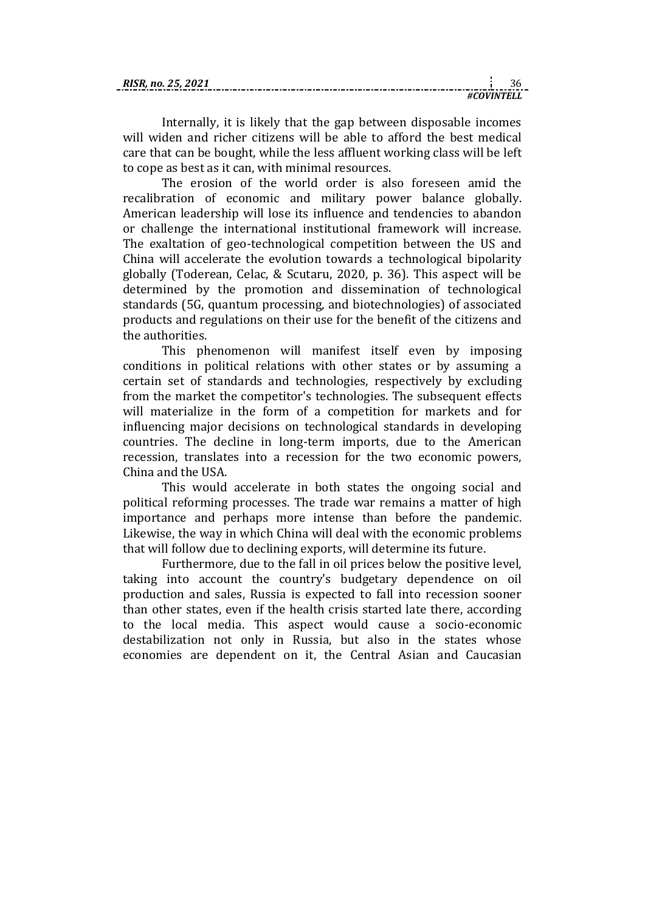Internally, it is likely that the gap between disposable incomes will widen and richer citizens will be able to afford the best medical care that can be bought, while the less affluent working class will be left to cope as best as it can, with minimal resources.

The erosion of the world order is also foreseen amid the recalibration of economic and military power balance globally. American leadership will lose its influence and tendencies to abandon or challenge the international institutional framework will increase. The exaltation of geo-technological competition between the US and China will accelerate the evolution towards a technological bipolarity globally (Toderean, Celac, & Scutaru, 2020, p. 36). This aspect will be determined by the promotion and dissemination of technological standards (5G, quantum processing, and biotechnologies) of associated products and regulations on their use for the benefit of the citizens and the authorities.

This phenomenon will manifest itself even by imposing conditions in political relations with other states or by assuming a certain set of standards and technologies, respectively by excluding from the market the competitor's technologies. The subsequent effects will materialize in the form of a competition for markets and for influencing major decisions on technological standards in developing countries. The decline in long-term imports, due to the American recession, translates into a recession for the two economic powers, China and the USA.

This would accelerate in both states the ongoing social and political reforming processes. The trade war remains a matter of high importance and perhaps more intense than before the pandemic. Likewise, the way in which China will deal with the economic problems that will follow due to declining exports, will determine its future.

Furthermore, due to the fall in oil prices below the positive level, taking into account the country's budgetary dependence on oil production and sales, Russia is expected to fall into recession sooner than other states, even if the health crisis started late there, according to the local media. This aspect would cause a socio-economic destabilization not only in Russia, but also in the states whose economies are dependent on it, the Central Asian and Caucasian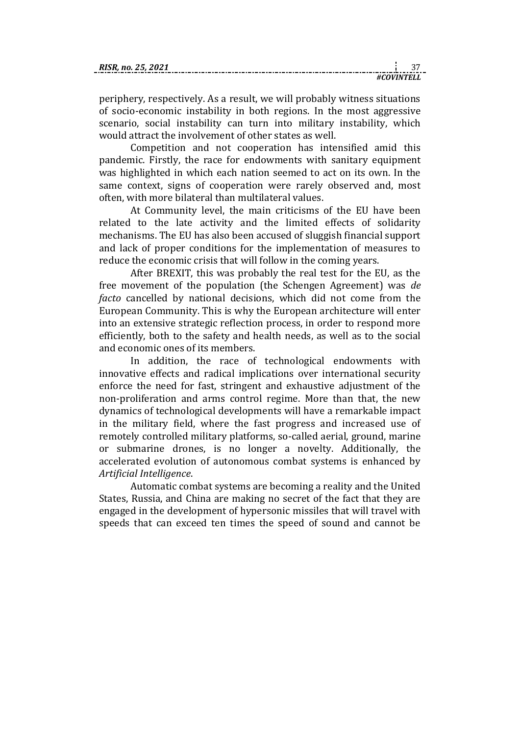periphery, respectively. As a result, we will probably witness situations of socio-economic instability in both regions. In the most aggressive scenario, social instability can turn into military instability, which would attract the involvement of other states as well.

Competition and not cooperation has intensified amid this pandemic. Firstly, the race for endowments with sanitary equipment was highlighted in which each nation seemed to act on its own. In the same context, signs of cooperation were rarely observed and, most often, with more bilateral than multilateral values.

At Community level, the main criticisms of the EU have been related to the late activity and the limited effects of solidarity mechanisms. The EU has also been accused of sluggish financial support and lack of proper conditions for the implementation of measures to reduce the economic crisis that will follow in the coming years.

After BREXIT, this was probably the real test for the EU, as the free movement of the population (the Schengen Agreement) was *de facto* cancelled by national decisions, which did not come from the European Community. This is why the European architecture will enter into an extensive strategic reflection process, in order to respond more efficiently, both to the safety and health needs, as well as to the social and economic ones of its members.

In addition, the race of technological endowments with innovative effects and radical implications over international security enforce the need for fast, stringent and exhaustive adjustment of the non-proliferation and arms control regime. More than that, the new dynamics of technological developments will have a remarkable impact in the military field, where the fast progress and increased use of remotely controlled military platforms, so-called aerial, ground, marine or submarine drones, is no longer a novelty. Additionally, the accelerated evolution of autonomous combat systems is enhanced by *Artificial Intelligence*.

Automatic combat systems are becoming a reality and the United States, Russia, and China are making no secret of the fact that they are engaged in the development of hypersonic missiles that will travel with speeds that can exceed ten times the speed of sound and cannot be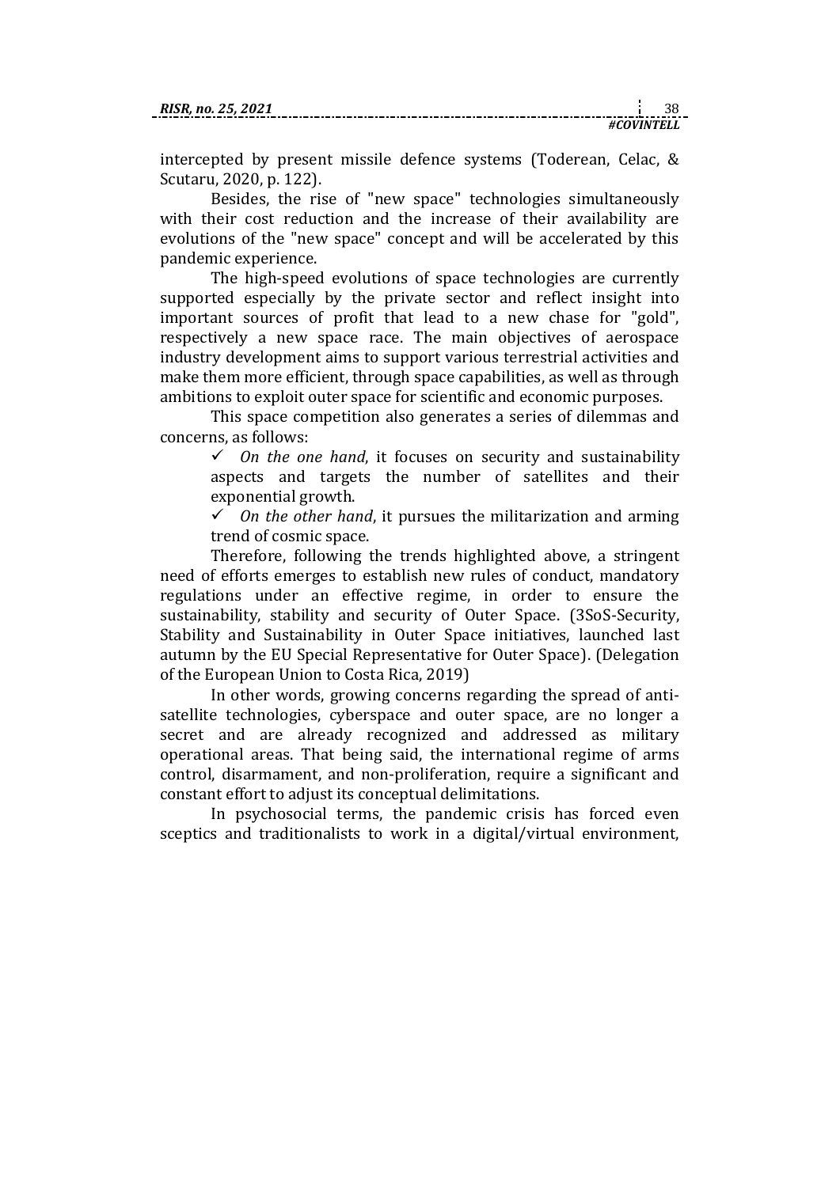intercepted by present missile defence systems (Toderean, Celac, & Scutaru, 2020, p. 122).

Besides, the rise of "new space" technologies simultaneously with their cost reduction and the increase of their availability are evolutions of the "new space" concept and will be accelerated by this pandemic experience.

The high-speed evolutions of space technologies are currently supported especially by the private sector and reflect insight into important sources of profit that lead to a new chase for "gold", respectively a new space race. The main objectives of aerospace industry development aims to support various terrestrial activities and make them more efficient, through space capabilities, as well as through ambitions to exploit outer space for scientific and economic purposes.

This space competition also generates a series of dilemmas and concerns, as follows:

- ✓ *On the one hand*, it focuses on security and sustainability aspects and targets the number of satellites and their exponential growth.
- ✓ *On the other hand*, it pursues the militarization and arming trend of cosmic space.

Therefore, following the trends highlighted above, a stringent need of efforts emerges to establish new rules of conduct, mandatory regulations under an effective regime, in order to ensure the sustainability, stability and security of Outer Space. (3SoS-Security, Stability and Sustainability in Outer Space initiatives, launched last autumn by the EU Special Representative for Outer Space). (Delegation of the European Union to Costa Rica, 2019)

In other words, growing concerns regarding the spread of anti-satellite technologies, cyberspace and outer space, are no longer a secret and are already recognized and addressed as military operational areas. That being said, the international regime of arms control, disarmament, and non-proliferation, require a significant and constant effort to adjust its conceptual delimitations.

In psychosocial terms, the pandemic crisis has forced even sceptics and traditionalists to work in a digital/virtual environment,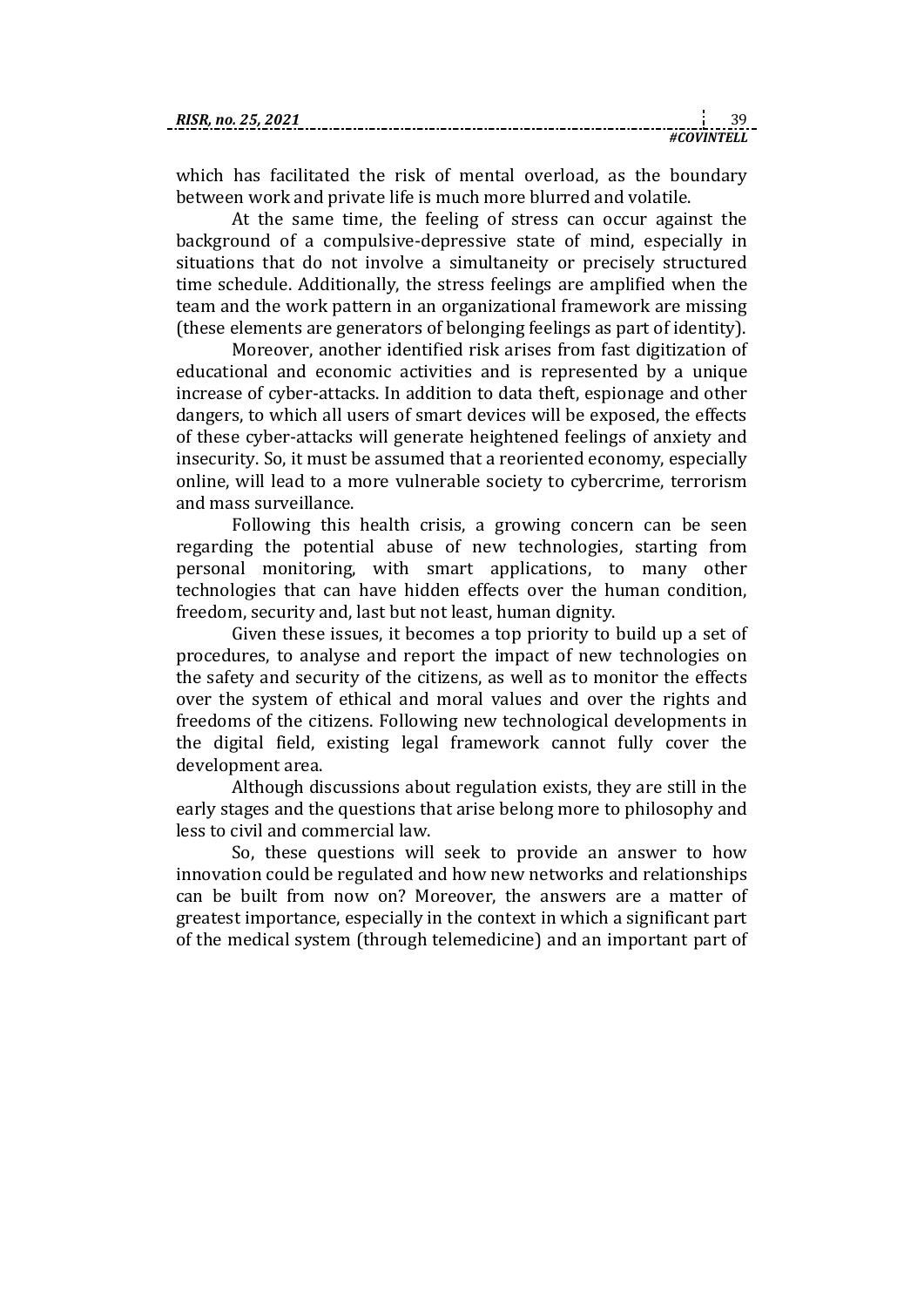which has facilitated the risk of mental overload, as the boundary between work and private life is much more blurred and volatile.

At the same time, the feeling of stress can occur against the background of a compulsive-depressive state of mind, especially in situations that do not involve a simultaneity or precisely structured time schedule. Additionally, the stress feelings are amplified when the team and the work pattern in an organizational framework are missing (these elements are generators of belonging feelings as part of identity).

Moreover, another identified risk arises from fast digitization of educational and economic activities and is represented by a unique increase of cyber-attacks. In addition to data theft, espionage and other dangers, to which all users of smart devices will be exposed, the effects of these cyber-attacks will generate heightened feelings of anxiety and insecurity. So, it must be assumed that a reoriented economy, especially online, will lead to a more vulnerable society to cybercrime, terrorism and mass surveillance.

Following this health crisis, a growing concern can be seen regarding the potential abuse of new technologies, starting from personal monitoring, with smart applications, to many other technologies that can have hidden effects over the human condition, freedom, security and, last but not least, human dignity.

Given these issues, it becomes a top priority to build up a set of procedures, to analyse and report the impact of new technologies on the safety and security of the citizens, as well as to monitor the effects over the system of ethical and moral values and over the rights and freedoms of the citizens. Following new technological developments in the digital field, existing legal framework cannot fully cover the development area.

Although discussions about regulation exists, they are still in the early stages and the questions that arise belong more to philosophy and less to civil and commercial law.

So, these questions will seek to provide an answer to how innovation could be regulated and how new networks and relationships can be built from now on? Moreover, the answers are a matter of greatest importance, especially in the context in which a significant part of the medical system (through telemedicine) and an important part of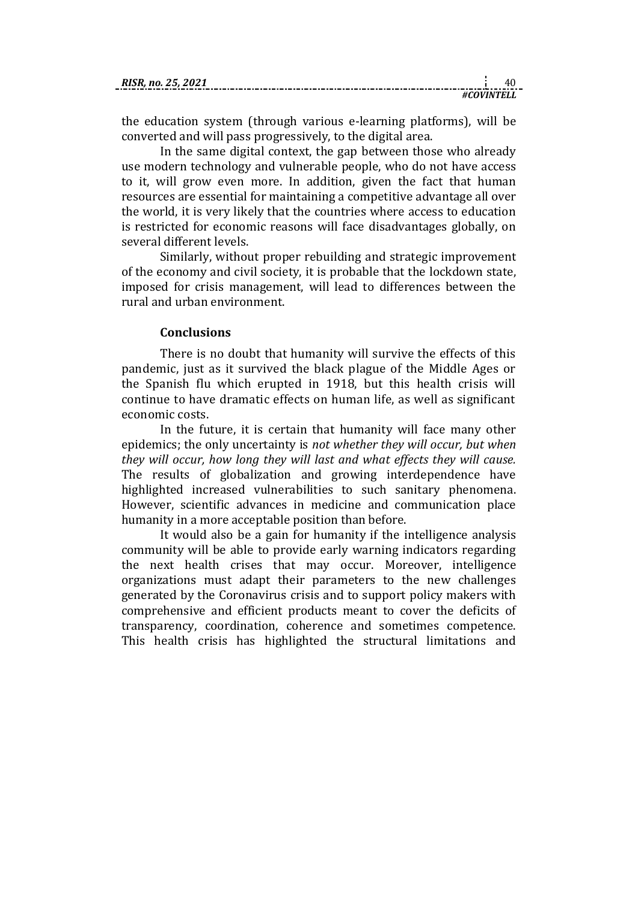the education system (through various e-learning platforms), will be converted and will pass progressively, to the digital area.

In the same digital context, the gap between those who already use modern technology and vulnerable people, who do not have access to it, will grow even more. In addition, given the fact that human resources are essential for maintaining a competitive advantage all over the world, it is very likely that the countries where access to education is restricted for economic reasons will face disadvantages globally, on several different levels.

Similarly, without proper rebuilding and strategic improvement of the economy and civil society, it is probable that the lockdown state, imposed for crisis management, will lead to differences between the rural and urban environment.

## Conclusions

There is no doubt that humanity will survive the effects of this pandemic, just as it survived the black plague of the Middle Ages or the Spanish flu which erupted in 1918, but this health crisis will continue to have dramatic effects on human life, as well as significant economic costs.

In the future, it is certain that humanity will face many other epidemics; the only uncertainty is *not whether they will occur, but when they will occur, how long they will last and what effects they will cause.* The results of globalization and growing interdependence have highlighted increased vulnerabilities to such sanitary phenomena. However, scientific advances in medicine and communication place humanity in a more acceptable position than before.

It would also be a gain for humanity if the intelligence analysis community will be able to provide early warning indicators regarding the next health crises that may occur. Moreover, intelligence organizations must adapt their parameters to the new challenges generated by the Coronavirus crisis and to support policy makers with comprehensive and efficient products meant to cover the deficits of transparency, coordination, coherence and sometimes competence. This health crisis has highlighted the structural limitations and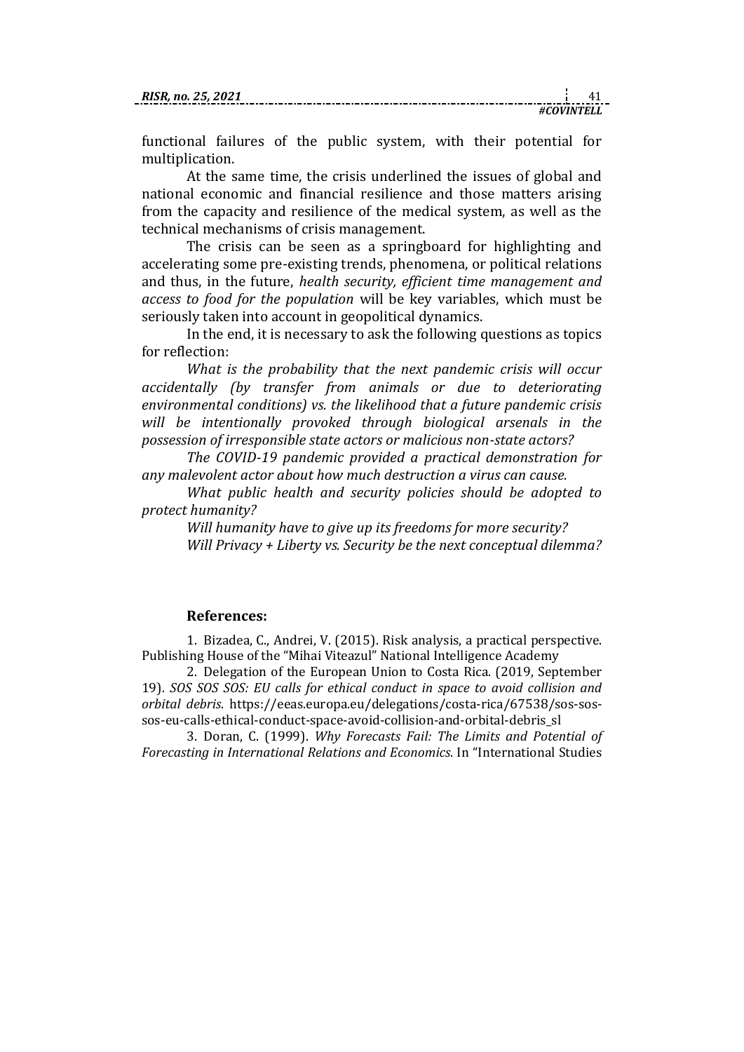functional failures of the public system, with their potential for multiplication.

At the same time, the crisis underlined the issues of global and national economic and financial resilience and those matters arising from the capacity and resilience of the medical system, as well as the technical mechanisms of crisis management.

The crisis can be seen as a springboard for highlighting and accelerating some pre-existing trends, phenomena, or political relations and thus, in the future, *health security, efficient time management and access to food for the population* will be key variables, which must be seriously taken into account in geopolitical dynamics.

In the end, it is necessary to ask the following questions as topics for reflection:

*What is the probability that the next pandemic crisis will occur accidentally (by transfer from animals or due to deteriorating environmental conditions) vs. the likelihood that a future pandemic crisis will be intentionally provoked through biological arsenals in the possession of irresponsible state actors or malicious non-state actors?*

*The COVID-19 pandemic provided a practical demonstration for any malevolent actor about how much destruction a virus can cause.*

*What public health and security policies should be adopted to protect humanity?*

*Will humanity have to give up its freedoms for more security?*

*Will Privacy + Liberty vs. Security be the next conceptual dilemma?*

### References:

1. Bizadea, C., Andrei, V. (2015). Risk analysis, a practical perspective. Publishing House of the "Mihai Viteazul" National Intelligence Academy

2. Delegation of the European Union to Costa Rica. (2019, September 19). *SOS SOS SOS: EU calls for ethical conduct in space to avoid collision and orbital debris*. https://eeas.europa.eu/delegations/costa-rica/67538/sos-sos-sos-eu-calls-ethical-conduct-space-avoid-collision-and-orbital-debris_sl

3. Doran, C. (1999). *Why Forecasts Fail: The Limits and Potential of Forecasting in International Relations and Economics*. In "International Studies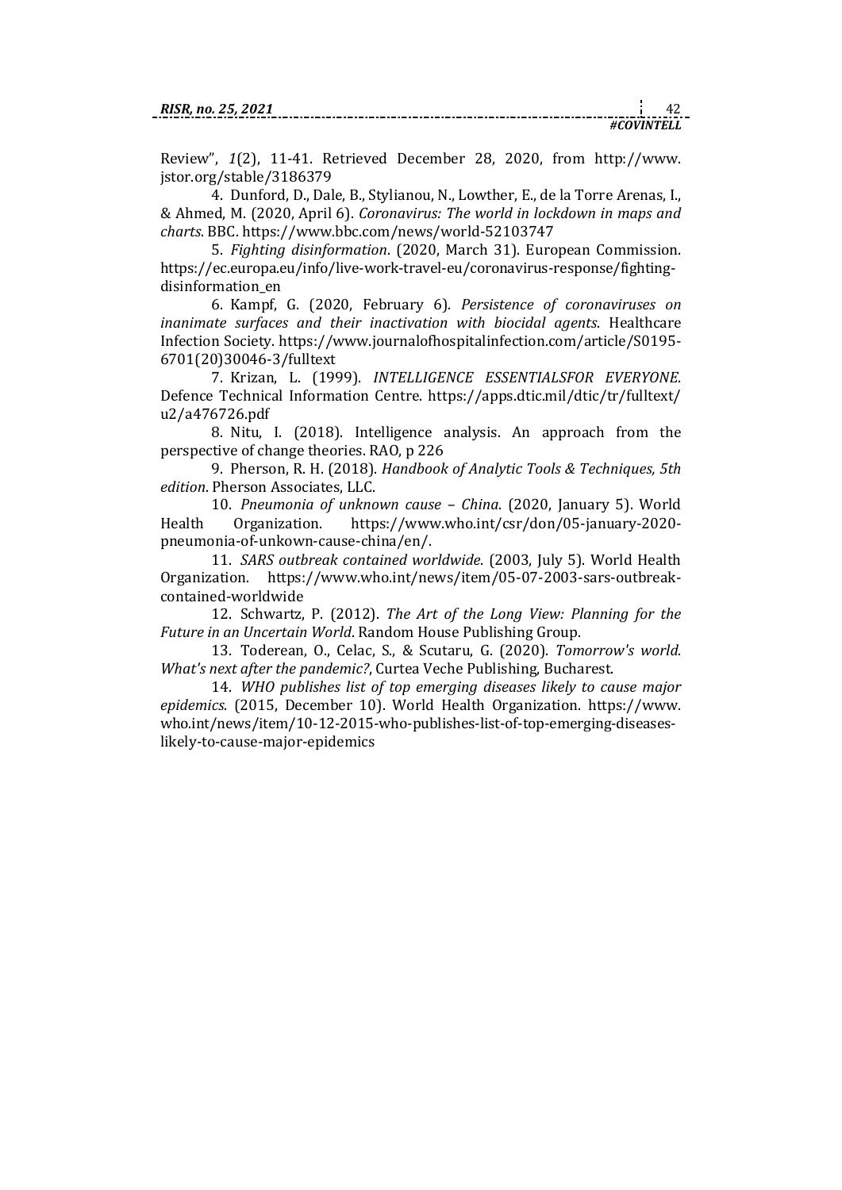Review", *1*(2), 11-41. Retrieved December 28, 2020, from http://www.jstor.org/stable/3186379

4. Dunford, D., Dale, B., Stylianou, N., Lowther, E., de la Torre Arenas, I., & Ahmed, M. (2020, April 6). *Coronavirus: The world in lockdown in maps and charts*. BBC. https://www.bbc.com/news/world-52103747

5. *Fighting disinformation*. (2020, March 31). European Commission. https://ec.europa.eu/info/live-work-travel-eu/coronavirus-response/fighting-disinformation_en

6. Kampf, G. (2020, February 6). *Persistence of coronaviruses on inanimate surfaces and their inactivation with biocidal agents*. Healthcare Infection Society. https://www.journalofhospitalinfection.com/article/S0195-6701(20)30046-3/fulltext

7. Krizan, L. (1999). *INTELLIGENCE ESSENTIALSFOR EVERYONE*. Defence Technical Information Centre. https://apps.dtic.mil/dtic/tr/fulltext/u2/a476726.pdf

8. Nitu, I. (2018). Intelligence analysis. An approach from the perspective of change theories. RAO, p 226

9. Pherson, R. H. (2018). *Handbook of Analytic Tools & Techniques, 5th edition*. Pherson Associates, LLC.

10. *Pneumonia of unknown cause – China*. (2020, January 5). World Health Organization. https://www.who.int/csr/don/05-january-2020-pneumonia-of-unkown-cause-china/en/.

11. *SARS outbreak contained worldwide*. (2003, July 5). World Health Organization. https://www.who.int/news/item/05-07-2003-sars-outbreak-contained-worldwide

12. Schwartz, P. (2012). *The Art of the Long View: Planning for the Future in an Uncertain World*. Random House Publishing Group.

13. Toderean, O., Celac, S., & Scutaru, G. (2020). *Tomorrow's world. What's next after the pandemic?*, Curtea Veche Publishing, Bucharest.

14. *WHO publishes list of top emerging diseases likely to cause major epidemics*. (2015, December 10). World Health Organization. https://www.who.int/news/item/10-12-2015-who-publishes-list-of-top-emerging-diseases-likely-to-cause-major-epidemics